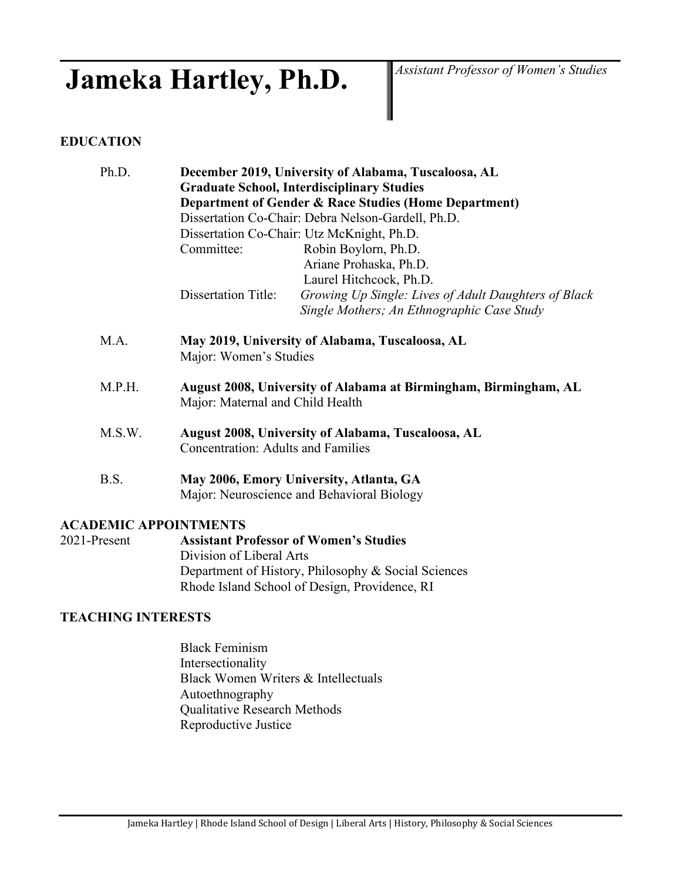# Jameka Hartley, Ph.D.

*Assistant Professor of Women's Studies*

## EDUCATION

Ph.D. **December 2019, University of Alabama, Tuscaloosa, AL**
**Graduate School, Interdisciplinary Studies**
**Department of Gender & Race Studies (Home Department)**
Dissertation Co-Chair: Debra Nelson-Gardell, Ph.D.
Dissertation Co-Chair: Utz McKnight, Ph.D.
Committee: Robin Boylorn, Ph.D.
Ariane Prohaska, Ph.D.
Laurel Hitchcock, Ph.D.
Dissertation Title: *Growing Up Single: Lives of Adult Daughters of Black Single Mothers; An Ethnographic Case Study*

M.A. **May 2019, University of Alabama, Tuscaloosa, AL**
Major: Women's Studies

M.P.H. **August 2008, University of Alabama at Birmingham, Birmingham, AL**
Major: Maternal and Child Health

M.S.W. **August 2008, University of Alabama, Tuscaloosa, AL**
Concentration: Adults and Families

B.S. **May 2006, Emory University, Atlanta, GA**
Major: Neuroscience and Behavioral Biology

## ACADEMIC APPOINTMENTS

2021-Present **Assistant Professor of Women's Studies**
Division of Liberal Arts
Department of History, Philosophy & Social Sciences
Rhode Island School of Design, Providence, RI

## TEACHING INTERESTS

Black Feminism
Intersectionality
Black Women Writers & Intellectuals
Autoethnography
Qualitative Research Methods
Reproductive Justice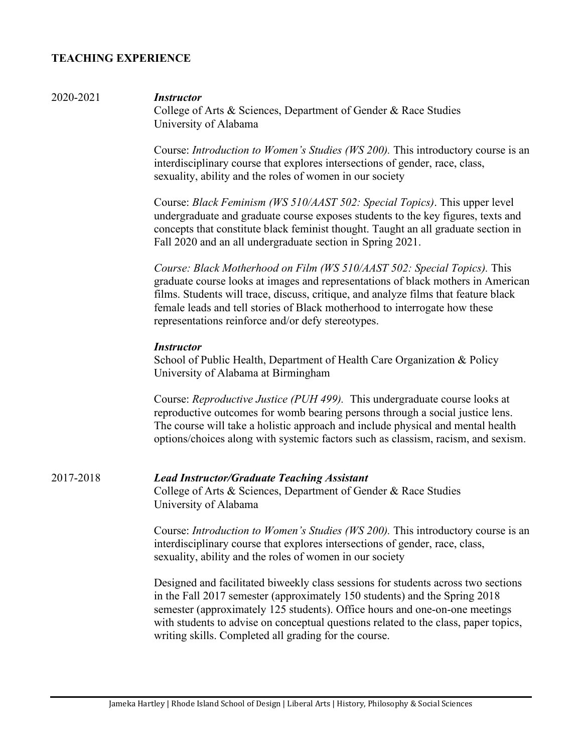## TEACHING EXPERIENCE

2020-2021 ***Instructor***
College of Arts & Sciences, Department of Gender & Race Studies
University of Alabama

Course: *Introduction to Women's Studies (WS 200).* This introductory course is an interdisciplinary course that explores intersections of gender, race, class, sexuality, ability and the roles of women in our society

Course: *Black Feminism (WS 510/AAST 502: Special Topics)*. This upper level undergraduate and graduate course exposes students to the key figures, texts and concepts that constitute black feminist thought. Taught an all graduate section in Fall 2020 and an all undergraduate section in Spring 2021.

*Course: Black Motherhood on Film (WS 510/AAST 502: Special Topics).* This graduate course looks at images and representations of black mothers in American films. Students will trace, discuss, critique, and analyze films that feature black female leads and tell stories of Black motherhood to interrogate how these representations reinforce and/or defy stereotypes.

***Instructor***
School of Public Health, Department of Health Care Organization & Policy
University of Alabama at Birmingham

Course: *Reproductive Justice (PUH 499).* This undergraduate course looks at reproductive outcomes for womb bearing persons through a social justice lens. The course will take a holistic approach and include physical and mental health options/choices along with systemic factors such as classism, racism, and sexism.

2017-2018 ***Lead Instructor/Graduate Teaching Assistant***
College of Arts & Sciences, Department of Gender & Race Studies
University of Alabama

Course: *Introduction to Women's Studies (WS 200).* This introductory course is an interdisciplinary course that explores intersections of gender, race, class, sexuality, ability and the roles of women in our society

Designed and facilitated biweekly class sessions for students across two sections in the Fall 2017 semester (approximately 150 students) and the Spring 2018 semester (approximately 125 students). Office hours and one-on-one meetings with students to advise on conceptual questions related to the class, paper topics, writing skills. Completed all grading for the course.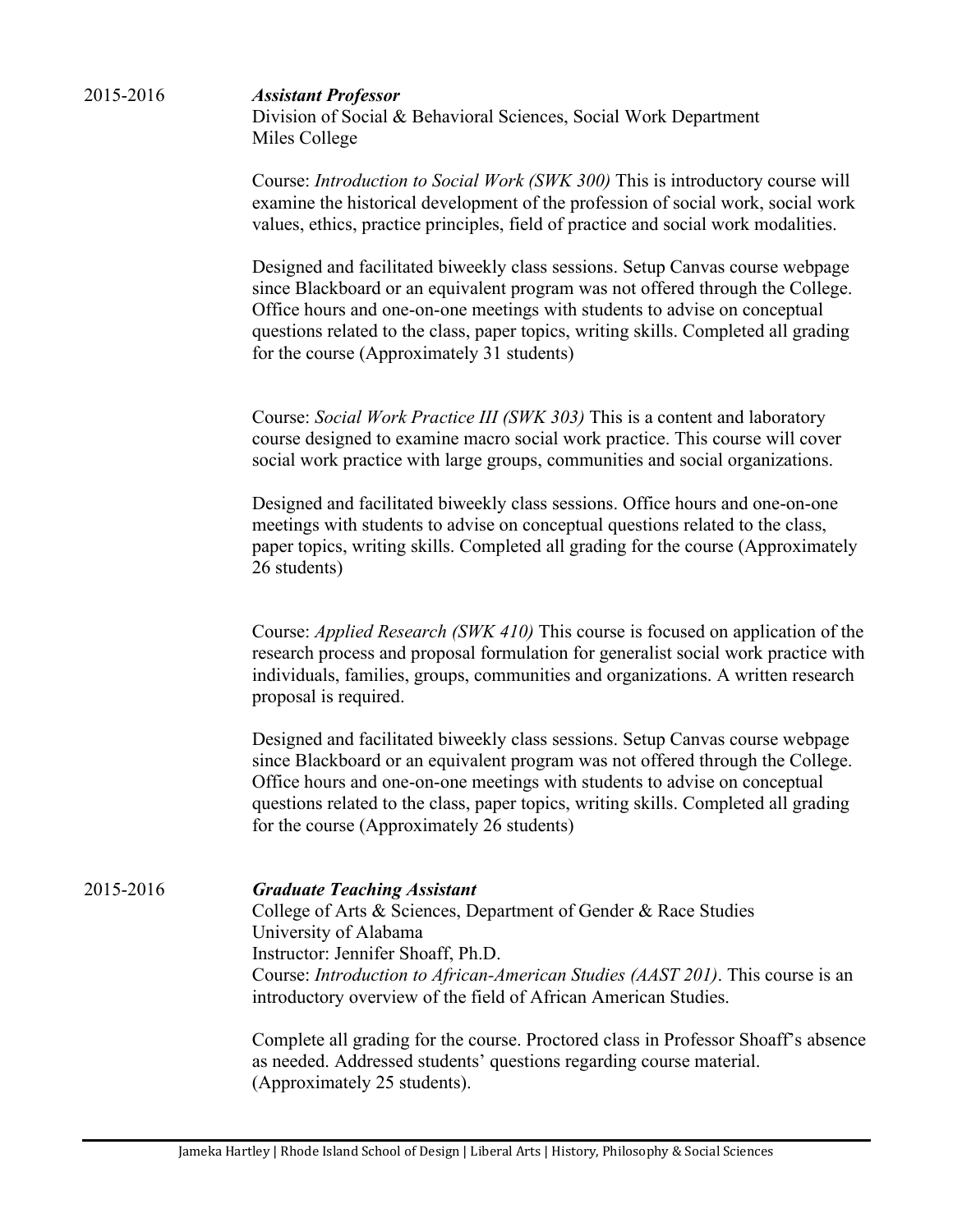2015-2016 ***Assistant Professor***
Division of Social & Behavioral Sciences, Social Work Department
Miles College

Course: *Introduction to Social Work (SWK 300)* This is introductory course will examine the historical development of the profession of social work, social work values, ethics, practice principles, field of practice and social work modalities.

Designed and facilitated biweekly class sessions. Setup Canvas course webpage since Blackboard or an equivalent program was not offered through the College. Office hours and one-on-one meetings with students to advise on conceptual questions related to the class, paper topics, writing skills. Completed all grading for the course (Approximately 31 students)

Course: *Social Work Practice III (SWK 303)* This is a content and laboratory course designed to examine macro social work practice. This course will cover social work practice with large groups, communities and social organizations.

Designed and facilitated biweekly class sessions. Office hours and one-on-one meetings with students to advise on conceptual questions related to the class, paper topics, writing skills. Completed all grading for the course (Approximately 26 students)

Course: *Applied Research (SWK 410)* This course is focused on application of the research process and proposal formulation for generalist social work practice with individuals, families, groups, communities and organizations. A written research proposal is required.

Designed and facilitated biweekly class sessions. Setup Canvas course webpage since Blackboard or an equivalent program was not offered through the College. Office hours and one-on-one meetings with students to advise on conceptual questions related to the class, paper topics, writing skills. Completed all grading for the course (Approximately 26 students)

2015-2016 ***Graduate Teaching Assistant***
College of Arts & Sciences, Department of Gender & Race Studies
University of Alabama
Instructor: Jennifer Shoaff, Ph.D.
Course: *Introduction to African-American Studies (AAST 201)*. This course is an introductory overview of the field of African American Studies.

Complete all grading for the course. Proctored class in Professor Shoaff's absence as needed. Addressed students' questions regarding course material. (Approximately 25 students).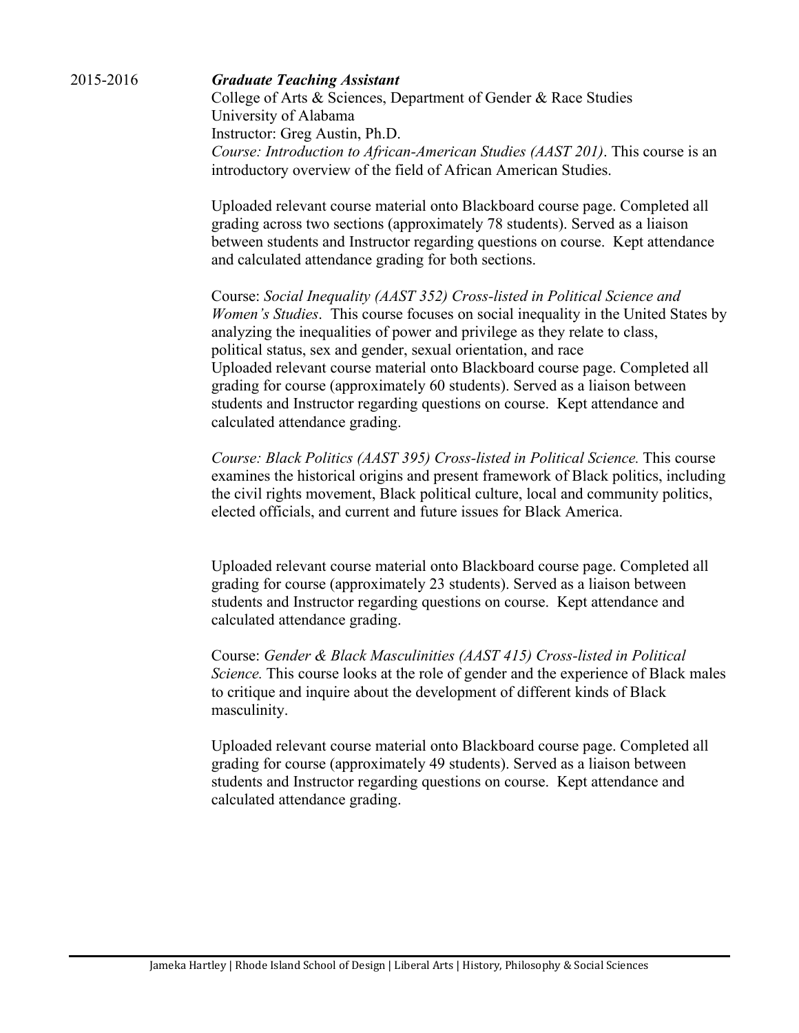2015-2016 ***Graduate Teaching Assistant***

College of Arts & Sciences, Department of Gender & Race Studies
University of Alabama
Instructor: Greg Austin, Ph.D.
*Course: Introduction to African-American Studies (AAST 201)*. This course is an introductory overview of the field of African American Studies.

Uploaded relevant course material onto Blackboard course page. Completed all grading across two sections (approximately 78 students). Served as a liaison between students and Instructor regarding questions on course. Kept attendance and calculated attendance grading for both sections.

Course: *Social Inequality (AAST 352) Cross-listed in Political Science and Women's Studies*. This course focuses on social inequality in the United States by analyzing the inequalities of power and privilege as they relate to class, political status, sex and gender, sexual orientation, and race
Uploaded relevant course material onto Blackboard course page. Completed all grading for course (approximately 60 students). Served as a liaison between students and Instructor regarding questions on course. Kept attendance and calculated attendance grading.

*Course: Black Politics (AAST 395) Cross-listed in Political Science.* This course examines the historical origins and present framework of Black politics, including the civil rights movement, Black political culture, local and community politics, elected officials, and current and future issues for Black America.

Uploaded relevant course material onto Blackboard course page. Completed all grading for course (approximately 23 students). Served as a liaison between students and Instructor regarding questions on course. Kept attendance and calculated attendance grading.

Course: *Gender & Black Masculinities (AAST 415) Cross-listed in Political Science.* This course looks at the role of gender and the experience of Black males to critique and inquire about the development of different kinds of Black masculinity.

Uploaded relevant course material onto Blackboard course page. Completed all grading for course (approximately 49 students). Served as a liaison between students and Instructor regarding questions on course. Kept attendance and calculated attendance grading.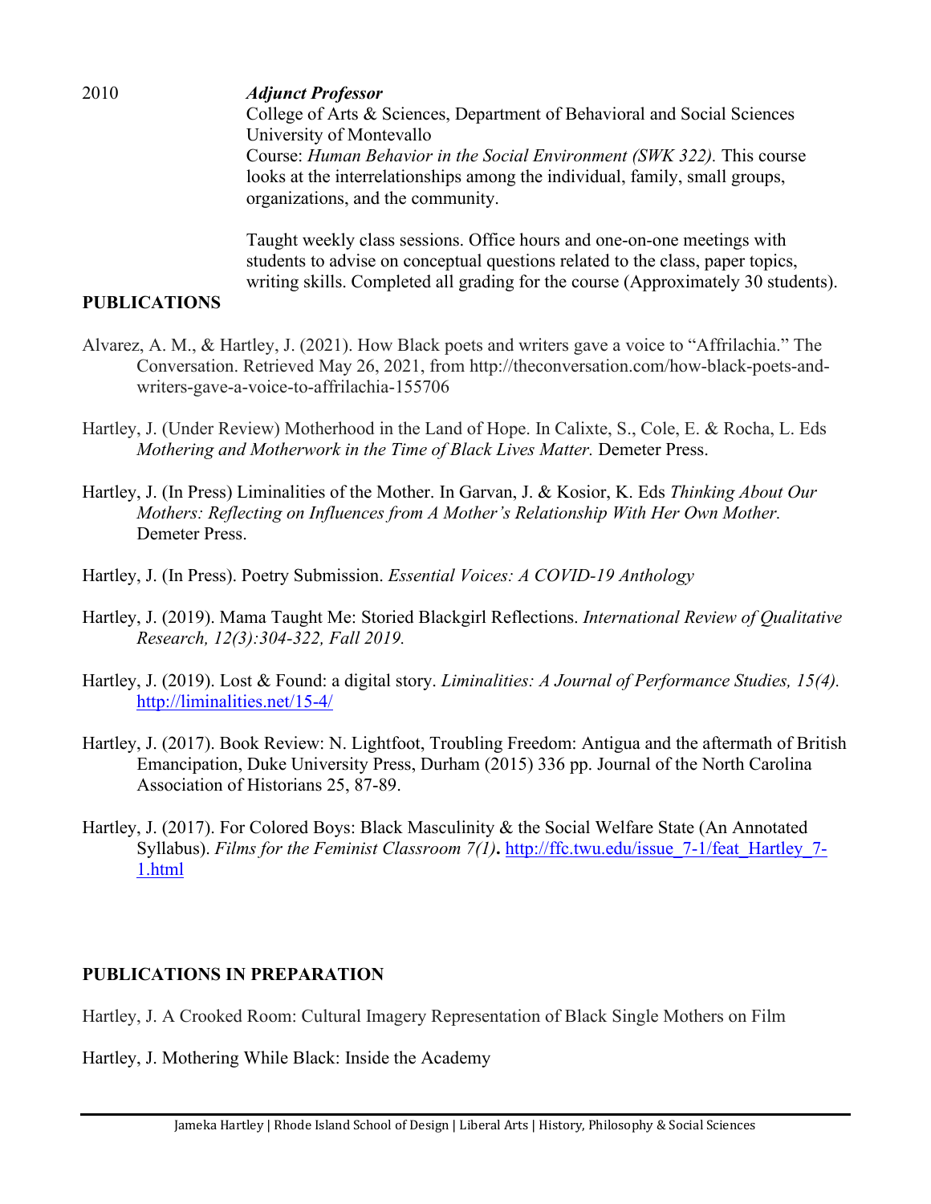2010 ***Adjunct Professor***
College of Arts & Sciences, Department of Behavioral and Social Sciences
University of Montevallo
Course: *Human Behavior in the Social Environment (SWK 322).* This course looks at the interrelationships among the individual, family, small groups, organizations, and the community.

Taught weekly class sessions. Office hours and one-on-one meetings with students to advise on conceptual questions related to the class, paper topics, writing skills. Completed all grading for the course (Approximately 30 students).

**PUBLICATIONS**

Alvarez, A. M., & Hartley, J. (2021). How Black poets and writers gave a voice to "Affrilachia." The Conversation. Retrieved May 26, 2021, from http://theconversation.com/how-black-poets-and-writers-gave-a-voice-to-affrilachia-155706

Hartley, J. (Under Review) Motherhood in the Land of Hope. In Calixte, S., Cole, E. & Rocha, L. Eds *Mothering and Motherwork in the Time of Black Lives Matter.* Demeter Press.

Hartley, J. (In Press) Liminalities of the Mother. In Garvan, J. & Kosior, K. Eds *Thinking About Our Mothers: Reflecting on Influences from A Mother's Relationship With Her Own Mother.* Demeter Press.

Hartley, J. (In Press). Poetry Submission. *Essential Voices: A COVID-19 Anthology*

Hartley, J. (2019). Mama Taught Me: Storied Blackgirl Reflections. *International Review of Qualitative Research, 12(3):304-322, Fall 2019.*

Hartley, J. (2019). Lost & Found: a digital story. *Liminalities: A Journal of Performance Studies, 15(4).* http://liminalities.net/15-4/

Hartley, J. (2017). Book Review: N. Lightfoot, Troubling Freedom: Antigua and the aftermath of British Emancipation, Duke University Press, Durham (2015) 336 pp. Journal of the North Carolina Association of Historians 25, 87-89.

Hartley, J. (2017). For Colored Boys: Black Masculinity & the Social Welfare State (An Annotated Syllabus). *Films for the Feminist Classroom 7(1)***.** http://ffc.twu.edu/issue_7-1/feat_Hartley_7-1.html

**PUBLICATIONS IN PREPARATION**

Hartley, J. A Crooked Room: Cultural Imagery Representation of Black Single Mothers on Film

Hartley, J. Mothering While Black: Inside the Academy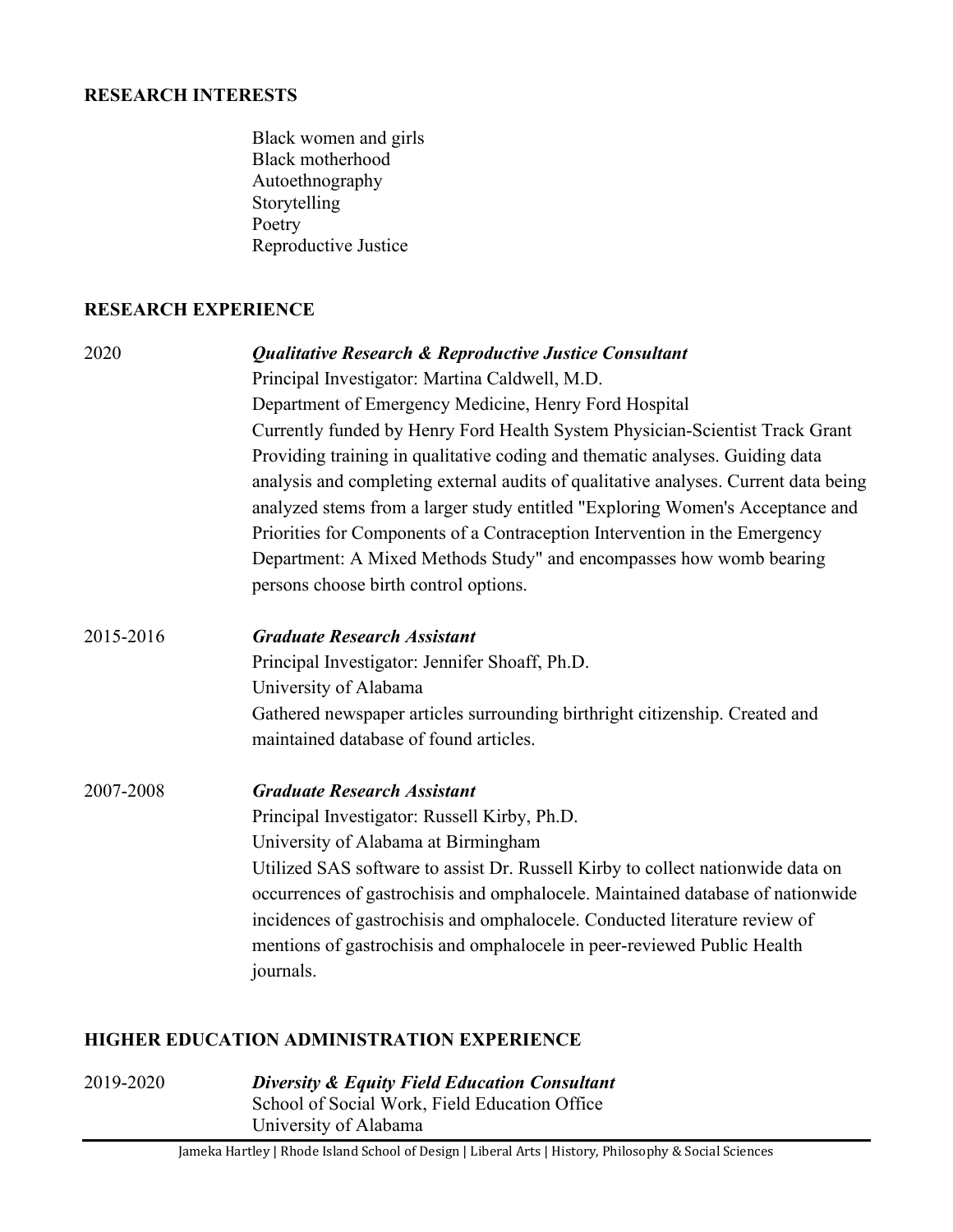## RESEARCH INTERESTS

Black women and girls
Black motherhood
Autoethnography
Storytelling
Poetry
Reproductive Justice

## RESEARCH EXPERIENCE

2020 — ***Qualitative Research & Reproductive Justice Consultant***
Principal Investigator: Martina Caldwell, M.D.
Department of Emergency Medicine, Henry Ford Hospital
Currently funded by Henry Ford Health System Physician-Scientist Track Grant
Providing training in qualitative coding and thematic analyses. Guiding data analysis and completing external audits of qualitative analyses. Current data being analyzed stems from a larger study entitled "Exploring Women's Acceptance and Priorities for Components of a Contraception Intervention in the Emergency Department: A Mixed Methods Study" and encompasses how womb bearing persons choose birth control options.

2015-2016 — ***Graduate Research Assistant***
Principal Investigator: Jennifer Shoaff, Ph.D.
University of Alabama
Gathered newspaper articles surrounding birthright citizenship. Created and maintained database of found articles.

2007-2008 — ***Graduate Research Assistant***
Principal Investigator: Russell Kirby, Ph.D.
University of Alabama at Birmingham
Utilized SAS software to assist Dr. Russell Kirby to collect nationwide data on occurrences of gastrochisis and omphalocele. Maintained database of nationwide incidences of gastrochisis and omphalocele. Conducted literature review of mentions of gastrochisis and omphalocele in peer-reviewed Public Health journals.

## HIGHER EDUCATION ADMINISTRATION EXPERIENCE

2019-2020 — ***Diversity & Equity Field Education Consultant***
School of Social Work, Field Education Office
University of Alabama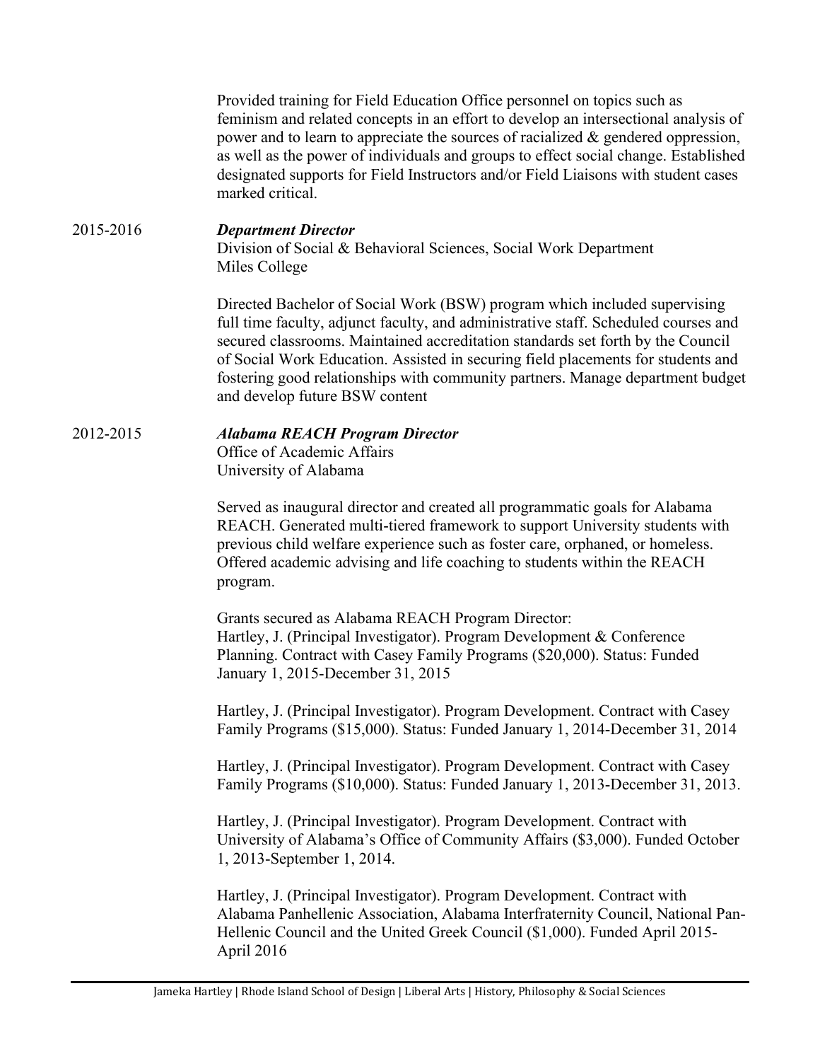Provided training for Field Education Office personnel on topics such as feminism and related concepts in an effort to develop an intersectional analysis of power and to learn to appreciate the sources of racialized & gendered oppression, as well as the power of individuals and groups to effect social change. Established designated supports for Field Instructors and/or Field Liaisons with student cases marked critical.

2015-2016 ***Department Director***
Division of Social & Behavioral Sciences, Social Work Department
Miles College

Directed Bachelor of Social Work (BSW) program which included supervising full time faculty, adjunct faculty, and administrative staff. Scheduled courses and secured classrooms. Maintained accreditation standards set forth by the Council of Social Work Education. Assisted in securing field placements for students and fostering good relationships with community partners. Manage department budget and develop future BSW content

2012-2015 ***Alabama REACH Program Director***
Office of Academic Affairs
University of Alabama

Served as inaugural director and created all programmatic goals for Alabama REACH. Generated multi-tiered framework to support University students with previous child welfare experience such as foster care, orphaned, or homeless. Offered academic advising and life coaching to students within the REACH program.

Grants secured as Alabama REACH Program Director:
Hartley, J. (Principal Investigator). Program Development & Conference Planning. Contract with Casey Family Programs ($20,000). Status: Funded January 1, 2015-December 31, 2015

Hartley, J. (Principal Investigator). Program Development. Contract with Casey Family Programs ($15,000). Status: Funded January 1, 2014-December 31, 2014

Hartley, J. (Principal Investigator). Program Development. Contract with Casey Family Programs ($10,000). Status: Funded January 1, 2013-December 31, 2013.

Hartley, J. (Principal Investigator). Program Development. Contract with University of Alabama's Office of Community Affairs ($3,000). Funded October 1, 2013-September 1, 2014.

Hartley, J. (Principal Investigator). Program Development. Contract with Alabama Panhellenic Association, Alabama Interfraternity Council, National Pan-Hellenic Council and the United Greek Council ($1,000). Funded April 2015-April 2016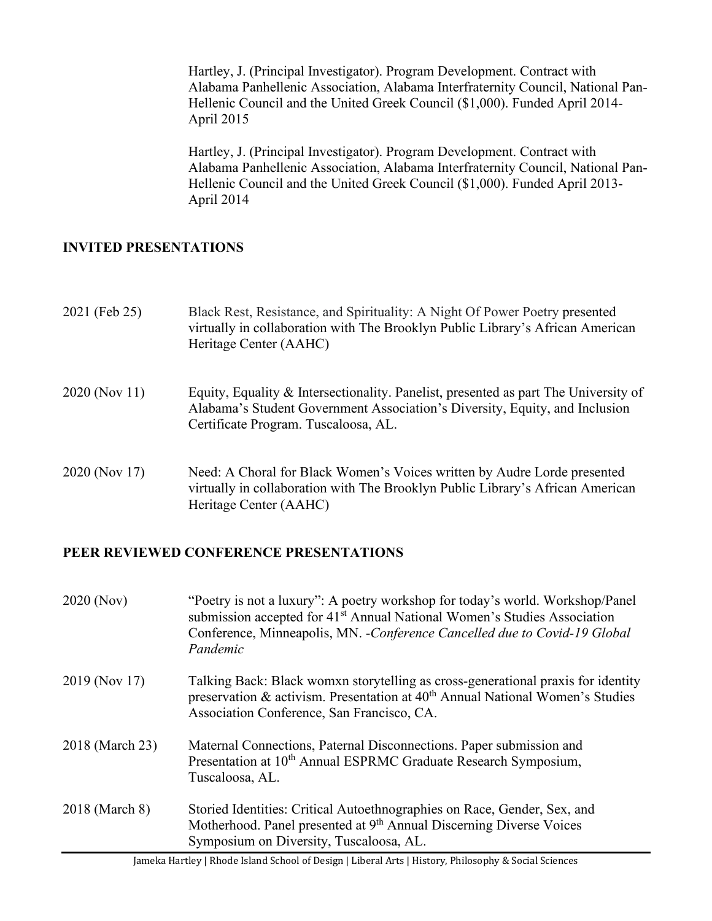Hartley, J. (Principal Investigator). Program Development. Contract with Alabama Panhellenic Association, Alabama Interfraternity Council, National Pan-Hellenic Council and the United Greek Council ($1,000). Funded April 2014-April 2015

Hartley, J. (Principal Investigator). Program Development. Contract with Alabama Panhellenic Association, Alabama Interfraternity Council, National Pan-Hellenic Council and the United Greek Council ($1,000). Funded April 2013-April 2014

## INVITED PRESENTATIONS

2021 (Feb 25) Black Rest, Resistance, and Spirituality: A Night Of Power Poetry presented virtually in collaboration with The Brooklyn Public Library's African American Heritage Center (AAHC)

2020 (Nov 11) Equity, Equality & Intersectionality. Panelist, presented as part The University of Alabama's Student Government Association's Diversity, Equity, and Inclusion Certificate Program. Tuscaloosa, AL.

2020 (Nov 17) Need: A Choral for Black Women's Voices written by Audre Lorde presented virtually in collaboration with The Brooklyn Public Library's African American Heritage Center (AAHC)

## PEER REVIEWED CONFERENCE PRESENTATIONS

2020 (Nov) "Poetry is not a luxury": A poetry workshop for today's world. Workshop/Panel submission accepted for 41st Annual National Women's Studies Association Conference, Minneapolis, MN. -*Conference Cancelled due to Covid-19 Global Pandemic*

2019 (Nov 17) Talking Back: Black womxn storytelling as cross-generational praxis for identity preservation & activism. Presentation at 40th Annual National Women's Studies Association Conference, San Francisco, CA.

2018 (March 23) Maternal Connections, Paternal Disconnections. Paper submission and Presentation at 10th Annual ESPRMC Graduate Research Symposium, Tuscaloosa, AL.

2018 (March 8) Storied Identities: Critical Autoethnographies on Race, Gender, Sex, and Motherhood. Panel presented at 9th Annual Discerning Diverse Voices Symposium on Diversity, Tuscaloosa, AL.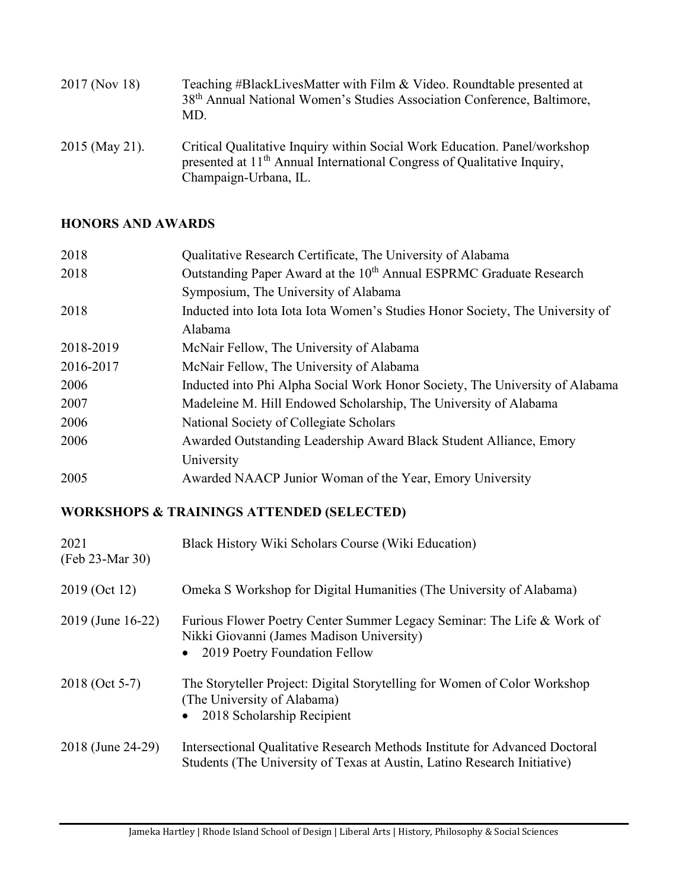2017 (Nov 18) Teaching #BlackLivesMatter with Film & Video. Roundtable presented at 38th Annual National Women's Studies Association Conference, Baltimore, MD.

2015 (May 21). Critical Qualitative Inquiry within Social Work Education. Panel/workshop presented at 11th Annual International Congress of Qualitative Inquiry, Champaign-Urbana, IL.

## HONORS AND AWARDS

| | |
|---|---|
| 2018 | Qualitative Research Certificate, The University of Alabama |
| 2018 | Outstanding Paper Award at the 10th Annual ESPRMC Graduate Research Symposium, The University of Alabama |
| 2018 | Inducted into Iota Iota Iota Women's Studies Honor Society, The University of Alabama |
| 2018-2019 | McNair Fellow, The University of Alabama |
| 2016-2017 | McNair Fellow, The University of Alabama |
| 2006 | Inducted into Phi Alpha Social Work Honor Society, The University of Alabama |
| 2007 | Madeleine M. Hill Endowed Scholarship, The University of Alabama |
| 2006 | National Society of Collegiate Scholars |
| 2006 | Awarded Outstanding Leadership Award Black Student Alliance, Emory University |
| 2005 | Awarded NAACP Junior Woman of the Year, Emory University |

## WORKSHOPS & TRAININGS ATTENDED (SELECTED)

2021 (Feb 23-Mar 30) Black History Wiki Scholars Course (Wiki Education)

2019 (Oct 12) Omeka S Workshop for Digital Humanities (The University of Alabama)

2019 (June 16-22) Furious Flower Poetry Center Summer Legacy Seminar: The Life & Work of Nikki Giovanni (James Madison University)
- 2019 Poetry Foundation Fellow

2018 (Oct 5-7) The Storyteller Project: Digital Storytelling for Women of Color Workshop (The University of Alabama)
- 2018 Scholarship Recipient

2018 (June 24-29) Intersectional Qualitative Research Methods Institute for Advanced Doctoral Students (The University of Texas at Austin, Latino Research Initiative)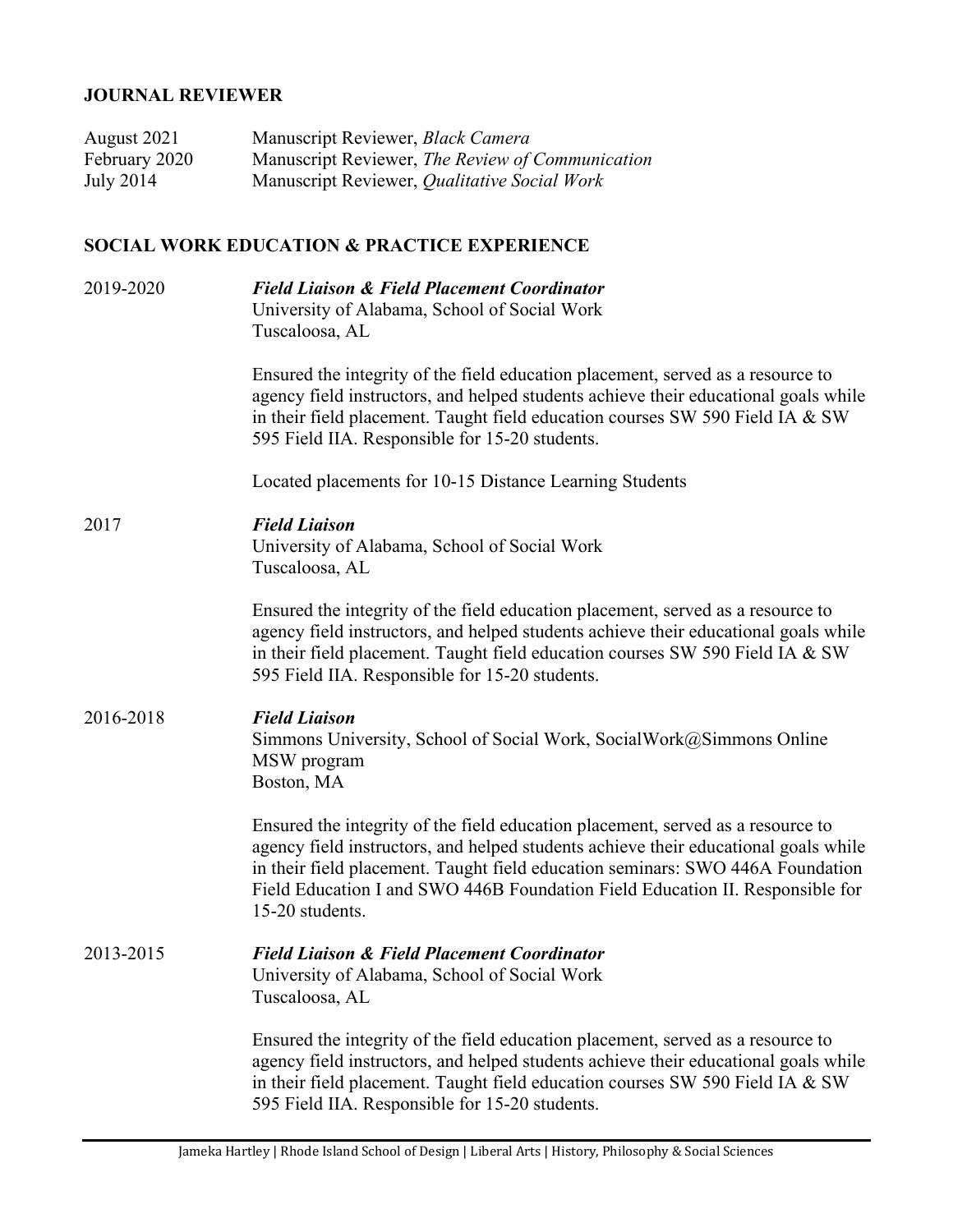## JOURNAL REVIEWER

August 2021 — Manuscript Reviewer, *Black Camera*

February 2020 — Manuscript Reviewer, *The Review of Communication*

July 2014 — Manuscript Reviewer, *Qualitative Social Work*

## SOCIAL WORK EDUCATION & PRACTICE EXPERIENCE

2019-2020

***Field Liaison & Field Placement Coordinator***
University of Alabama, School of Social Work
Tuscaloosa, AL

Ensured the integrity of the field education placement, served as a resource to agency field instructors, and helped students achieve their educational goals while in their field placement. Taught field education courses SW 590 Field IA & SW 595 Field IIA. Responsible for 15-20 students.

Located placements for 10-15 Distance Learning Students

2017

***Field Liaison***
University of Alabama, School of Social Work
Tuscaloosa, AL

Ensured the integrity of the field education placement, served as a resource to agency field instructors, and helped students achieve their educational goals while in their field placement. Taught field education courses SW 590 Field IA & SW 595 Field IIA. Responsible for 15-20 students.

2016-2018

***Field Liaison***
Simmons University, School of Social Work, SocialWork@Simmons Online MSW program
Boston, MA

Ensured the integrity of the field education placement, served as a resource to agency field instructors, and helped students achieve their educational goals while in their field placement. Taught field education seminars: SWO 446A Foundation Field Education I and SWO 446B Foundation Field Education II. Responsible for 15-20 students.

2013-2015

***Field Liaison & Field Placement Coordinator***
University of Alabama, School of Social Work
Tuscaloosa, AL

Ensured the integrity of the field education placement, served as a resource to agency field instructors, and helped students achieve their educational goals while in their field placement. Taught field education courses SW 590 Field IA & SW 595 Field IIA. Responsible for 15-20 students.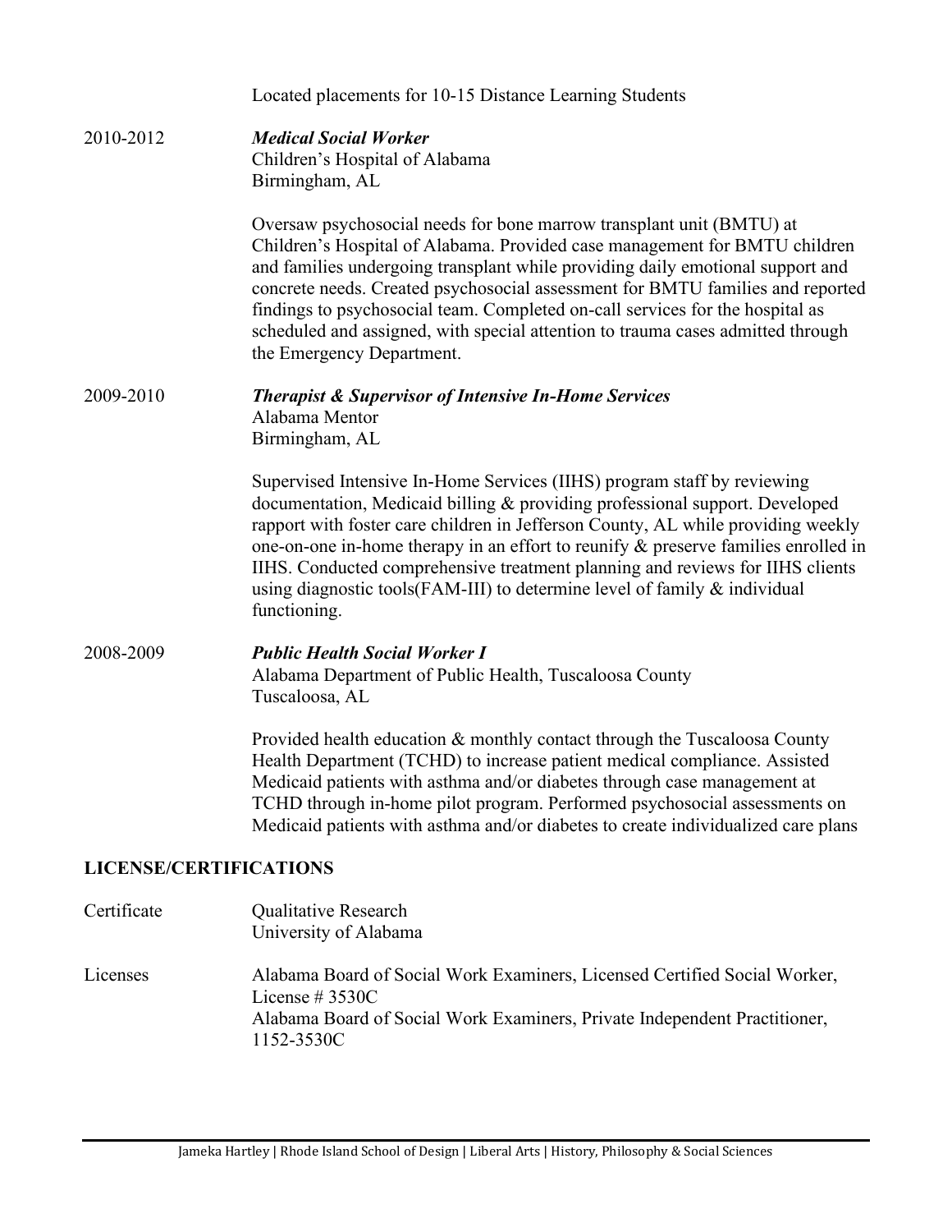Located placements for 10-15 Distance Learning Students

2010-2012 ***Medical Social Worker***
Children's Hospital of Alabama
Birmingham, AL

Oversaw psychosocial needs for bone marrow transplant unit (BMTU) at Children's Hospital of Alabama. Provided case management for BMTU children and families undergoing transplant while providing daily emotional support and concrete needs. Created psychosocial assessment for BMTU families and reported findings to psychosocial team. Completed on-call services for the hospital as scheduled and assigned, with special attention to trauma cases admitted through the Emergency Department.

2009-2010 ***Therapist & Supervisor of Intensive In-Home Services***
Alabama Mentor
Birmingham, AL

Supervised Intensive In-Home Services (IIHS) program staff by reviewing documentation, Medicaid billing & providing professional support. Developed rapport with foster care children in Jefferson County, AL while providing weekly one-on-one in-home therapy in an effort to reunify & preserve families enrolled in IIHS. Conducted comprehensive treatment planning and reviews for IIHS clients using diagnostic tools(FAM-III) to determine level of family & individual functioning.

2008-2009 ***Public Health Social Worker I***
Alabama Department of Public Health, Tuscaloosa County
Tuscaloosa, AL

Provided health education & monthly contact through the Tuscaloosa County Health Department (TCHD) to increase patient medical compliance. Assisted Medicaid patients with asthma and/or diabetes through case management at TCHD through in-home pilot program. Performed psychosocial assessments on Medicaid patients with asthma and/or diabetes to create individualized care plans

## LICENSE/CERTIFICATIONS

Certificate Qualitative Research
University of Alabama

Licenses Alabama Board of Social Work Examiners, Licensed Certified Social Worker, License # 3530C
Alabama Board of Social Work Examiners, Private Independent Practitioner, 1152-3530C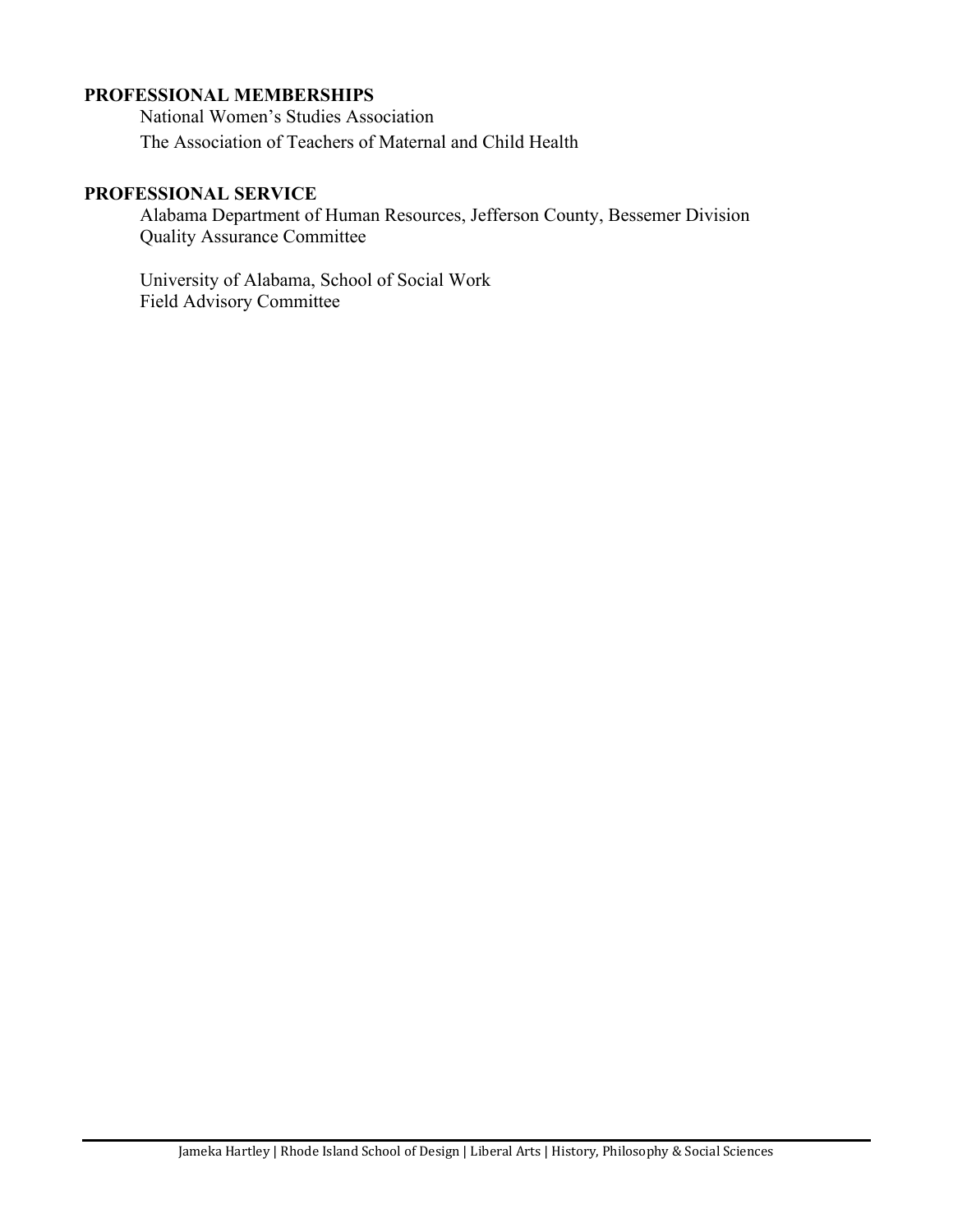## PROFESSIONAL MEMBERSHIPS

National Women's Studies Association

The Association of Teachers of Maternal and Child Health

## PROFESSIONAL SERVICE

Alabama Department of Human Resources, Jefferson County, Bessemer Division
Quality Assurance Committee

University of Alabama, School of Social Work
Field Advisory Committee